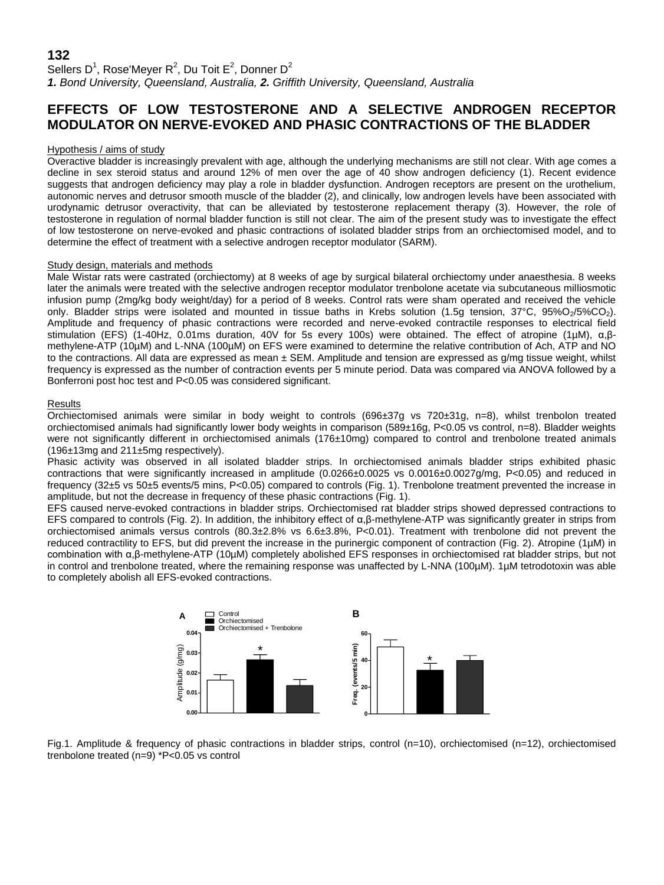**132**

Sellers D[1], Rose'Meyer R[2], Du Toit E[2], Donner D[2]

***1.** Bond University, Queensland, Australia, **2.** Griffith University, Queensland, Australia*

# EFFECTS OF LOW TESTOSTERONE AND A SELECTIVE ANDROGEN RECEPTOR MODULATOR ON NERVE-EVOKED AND PHASIC CONTRACTIONS OF THE BLADDER

## Hypothesis / aims of study

Overactive bladder is increasingly prevalent with age, although the underlying mechanisms are still not clear. With age comes a decline in sex steroid status and around 12% of men over the age of 40 show androgen deficiency (1). Recent evidence suggests that androgen deficiency may play a role in bladder dysfunction. Androgen receptors are present on the urothelium, autonomic nerves and detrusor smooth muscle of the bladder (2), and clinically, low androgen levels have been associated with urodynamic detrusor overactivity, that can be alleviated by testosterone replacement therapy (3). However, the role of testosterone in regulation of normal bladder function is still not clear. The aim of the present study was to investigate the effect of low testosterone on nerve-evoked and phasic contractions of isolated bladder strips from an orchiectomised model, and to determine the effect of treatment with a selective androgen receptor modulator (SARM).

## Study design, materials and methods

Male Wistar rats were castrated (orchiectomy) at 8 weeks of age by surgical bilateral orchiectomy under anaesthesia. 8 weeks later the animals were treated with the selective androgen receptor modulator trenbolone acetate via subcutaneous milliosmotic infusion pump (2mg/kg body weight/day) for a period of 8 weeks. Control rats were sham operated and received the vehicle only. Bladder strips were isolated and mounted in tissue baths in Krebs solution (1.5g tension, 37°C, 95%$O_2$/5%$CO_2$). Amplitude and frequency of phasic contractions were recorded and nerve-evoked contractile responses to electrical field stimulation (EFS) (1-40Hz, 0.01ms duration, 40V for 5s every 100s) were obtained. The effect of atropine (1µM), α,β-methylene-ATP (10µM) and L-NNA (100µM) on EFS were examined to determine the relative contribution of Ach, ATP and NO to the contractions. All data are expressed as mean ± SEM. Amplitude and tension are expressed as g/mg tissue weight, whilst frequency is expressed as the number of contraction events per 5 minute period. Data was compared via ANOVA followed by a Bonferroni post hoc test and P<0.05 was considered significant.

## Results

Orchiectomised animals were similar in body weight to controls (696±37g vs 720±31g, n=8), whilst trenbolon treated orchiectomised animals had significantly lower body weights in comparison (589±16g, P<0.05 vs control, n=8). Bladder weights were not significantly different in orchiectomised animals (176±10mg) compared to control and trenbolone treated animals (196±13mg and 211±5mg respectively).

Phasic activity was observed in all isolated bladder strips. In orchiectomised animals bladder strips exhibited phasic contractions that were significantly increased in amplitude (0.0266±0.0025 vs 0.0016±0.0027g/mg, P<0.05) and reduced in frequency (32±5 vs 50±5 events/5 mins, P<0.05) compared to controls (Fig. 1). Trenbolone treatment prevented the increase in amplitude, but not the decrease in frequency of these phasic contractions (Fig. 1).

EFS caused nerve-evoked contractions in bladder strips. Orchiectomised rat bladder strips showed depressed contractions to EFS compared to controls (Fig. 2). In addition, the inhibitory effect of α,β-methylene-ATP was significantly greater in strips from orchiectomised animals versus controls (80.3±2.8% vs 6.6±3.8%, P<0.01). Treatment with trenbolone did not prevent the reduced contractility to EFS, but did prevent the increase in the purinergic component of contraction (Fig. 2). Atropine (1µM) in combination with α,β-methylene-ATP (10µM) completely abolished EFS responses in orchiectomised rat bladder strips, but not in control and trenbolone treated, where the remaining response was unaffected by L-NNA (100µM). 1µM tetrodotoxin was able to completely abolish all EFS-evoked contractions.

Fig.1. Amplitude & frequency of phasic contractions in bladder strips, control (n=10), orchiectomised (n=12), orchiectomised trenbolone treated (n=9) *P<0.05 vs control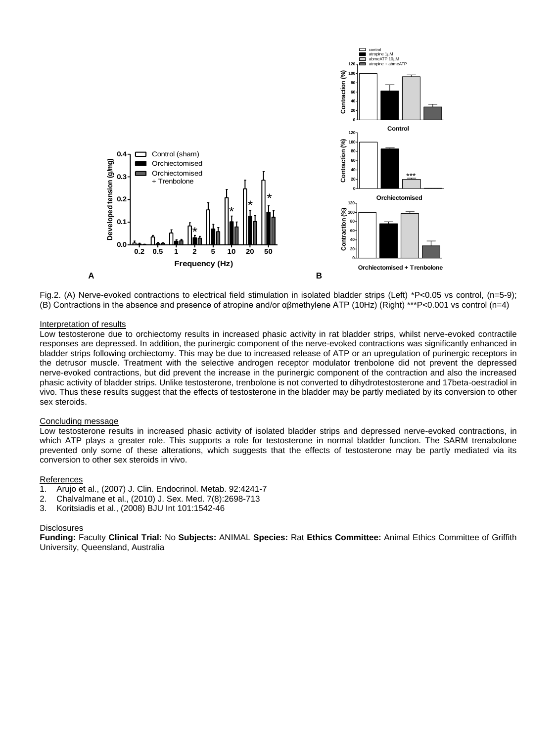0.4
0.3
0.2
0.1
0.0
Developed tension (g/mg)
Control (sham)
Orchiectomised
Orchiectomised + Trenbolone
0.2 0.5 1 2 5 10 20 50
Frequency (Hz)
A

control
atropine 1μM
abmeATP 10μM
atropine + abmeATP
Contraction (%)
Control
Orchiectomised
Orchiectomised + Trenbolone
B

Fig.2. (A) Nerve-evoked contractions to electrical field stimulation in isolated bladder strips (Left) *P<0.05 vs control, (n=5-9); (B) Contractions in the absence and presence of atropine and/or αβmethylene ATP (10Hz) (Right) ***P<0.001 vs control (n=4)

## Interpretation of results

Low testosterone due to orchiectomy results in increased phasic activity in rat bladder strips, whilst nerve-evoked contractile responses are depressed. In addition, the purinergic component of the nerve-evoked contractions was significantly enhanced in bladder strips following orchiectomy. This may be due to increased release of ATP or an upregulation of purinergic receptors in the detrusor muscle. Treatment with the selective androgen receptor modulator trenbolone did not prevent the depressed nerve-evoked contractions, but did prevent the increase in the purinergic component of the contraction and also the increased phasic activity of bladder strips. Unlike testosterone, trenbolone is not converted to dihydrotestosterone and 17beta-oestradiol in vivo. Thus these results suggest that the effects of testosterone in the bladder may be partly mediated by its conversion to other sex steroids.

## Concluding message

Low testosterone results in increased phasic activity of isolated bladder strips and depressed nerve-evoked contractions, in which ATP plays a greater role. This supports a role for testosterone in normal bladder function. The SARM trenabolone prevented only some of these alterations, which suggests that the effects of testosterone may be partly mediated via its conversion to other sex steroids in vivo.

## References

1. Arujo et al., (2007) J. Clin. Endocrinol. Metab. 92:4241-7
2. Chalvalmane et al., (2010) J. Sex. Med. 7(8):2698-713
3. Koritsiadis et al., (2008) BJU Int 101:1542-46

## Disclosures

**Funding:** Faculty **Clinical Trial:** No **Subjects:** ANIMAL **Species:** Rat **Ethics Committee:** Animal Ethics Committee of Griffith University, Queensland, Australia